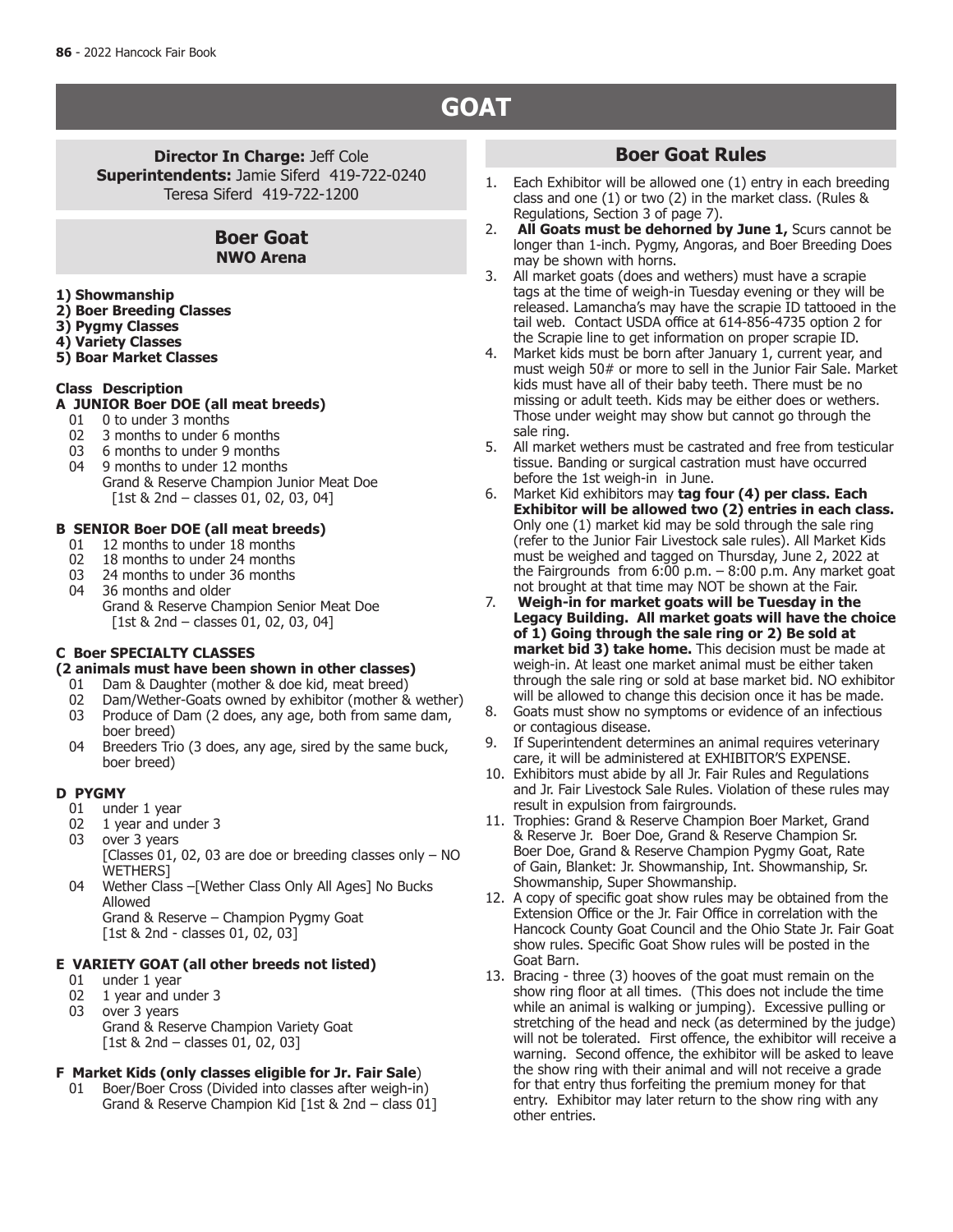# GOAT

**Director In Charge:** Jeff Cole
**Superintendents:** Jamie Siferd 419-722-0240
Teresa Siferd 419-722-1200

## Boer Goat
### NWO Arena

**1) Showmanship**
**2) Boer Breeding Classes**
**3) Pygmy Classes**
**4) Variety Classes**
**5) Boar Market Classes**

**Class Description**

**A JUNIOR Boer DOE (all meat breeds)**

01 0 to under 3 months
02 3 months to under 6 months
03 6 months to under 9 months
04 9 months to under 12 months
Grand & Reserve Champion Junior Meat Doe
[1st & 2nd – classes 01, 02, 03, 04]

**B SENIOR Boer DOE (all meat breeds)**

01 12 months to under 18 months
02 18 months to under 24 months
03 24 months to under 36 months
04 36 months and older
Grand & Reserve Champion Senior Meat Doe
[1st & 2nd – classes 01, 02, 03, 04]

**C Boer SPECIALTY CLASSES**
**(2 animals must have been shown in other classes)**

01 Dam & Daughter (mother & doe kid, meat breed)
02 Dam/Wether-Goats owned by exhibitor (mother & wether)
03 Produce of Dam (2 does, any age, both from same dam, boer breed)
04 Breeders Trio (3 does, any age, sired by the same buck, boer breed)

**D PYGMY**

01 under 1 year
02 1 year and under 3
03 over 3 years
[Classes 01, 02, 03 are doe or breeding classes only – NO WETHERS]
04 Wether Class –[Wether Class Only All Ages] No Bucks Allowed
Grand & Reserve – Champion Pygmy Goat
[1st & 2nd - classes 01, 02, 03]

**E VARIETY GOAT (all other breeds not listed)**

01 under 1 year
02 1 year and under 3
03 over 3 years
Grand & Reserve Champion Variety Goat
[1st & 2nd – classes 01, 02, 03]

**F Market Kids (only classes eligible for Jr. Fair Sale)**

01 Boer/Boer Cross (Divided into classes after weigh-in)
Grand & Reserve Champion Kid [1st & 2nd – class 01]

## Boer Goat Rules

1. Each Exhibitor will be allowed one (1) entry in each breeding class and one (1) or two (2) in the market class. (Rules & Regulations, Section 3 of page 7).
2. **All Goats must be dehorned by June 1,** Scurs cannot be longer than 1-inch. Pygmy, Angoras, and Boer Breeding Does may be shown with horns.
3. All market goats (does and wethers) must have a scrapie tags at the time of weigh-in Tuesday evening or they will be released. Lamancha's may have the scrapie ID tattooed in the tail web. Contact USDA office at 614-856-4735 option 2 for the Scrapie line to get information on proper scrapie ID.
4. Market kids must be born after January 1, current year, and must weigh 50# or more to sell in the Junior Fair Sale. Market kids must have all of their baby teeth. There must be no missing or adult teeth. Kids may be either does or wethers. Those under weight may show but cannot go through the sale ring.
5. All market wethers must be castrated and free from testicular tissue. Banding or surgical castration must have occurred before the 1st weigh-in in June.
6. Market Kid exhibitors may **tag four (4) per class. Each Exhibitor will be allowed two (2) entries in each class.** Only one (1) market kid may be sold through the sale ring (refer to the Junior Fair Livestock sale rules). All Market Kids must be weighed and tagged on Thursday, June 2, 2022 at the Fairgrounds from 6:00 p.m. – 8:00 p.m. Any market goat not brought at that time may NOT be shown at the Fair.
7. **Weigh-in for market goats will be Tuesday in the Legacy Building. All market goats will have the choice of 1) Going through the sale ring or 2) Be sold at market bid 3) take home.** This decision must be made at weigh-in. At least one market animal must be either taken through the sale ring or sold at base market bid. NO exhibitor will be allowed to change this decision once it has be made.
8. Goats must show no symptoms or evidence of an infectious or contagious disease.
9. If Superintendent determines an animal requires veterinary care, it will be administered at EXHIBITOR'S EXPENSE.
10. Exhibitors must abide by all Jr. Fair Rules and Regulations and Jr. Fair Livestock Sale Rules. Violation of these rules may result in expulsion from fairgrounds.
11. Trophies: Grand & Reserve Champion Boer Market, Grand & Reserve Jr. Boer Doe, Grand & Reserve Champion Sr. Boer Doe, Grand & Reserve Champion Pygmy Goat, Rate of Gain, Blanket: Jr. Showmanship, Int. Showmanship, Sr. Showmanship, Super Showmanship.
12. A copy of specific goat show rules may be obtained from the Extension Office or the Jr. Fair Office in correlation with the Hancock County Goat Council and the Ohio State Jr. Fair Goat show rules. Specific Goat Show rules will be posted in the Goat Barn.
13. Bracing - three (3) hooves of the goat must remain on the show ring floor at all times. (This does not include the time while an animal is walking or jumping). Excessive pulling or stretching of the head and neck (as determined by the judge) will not be tolerated. First offence, the exhibitor will receive a warning. Second offence, the exhibitor will be asked to leave the show ring with their animal and will not receive a grade for that entry thus forfeiting the premium money for that entry. Exhibitor may later return to the show ring with any other entries.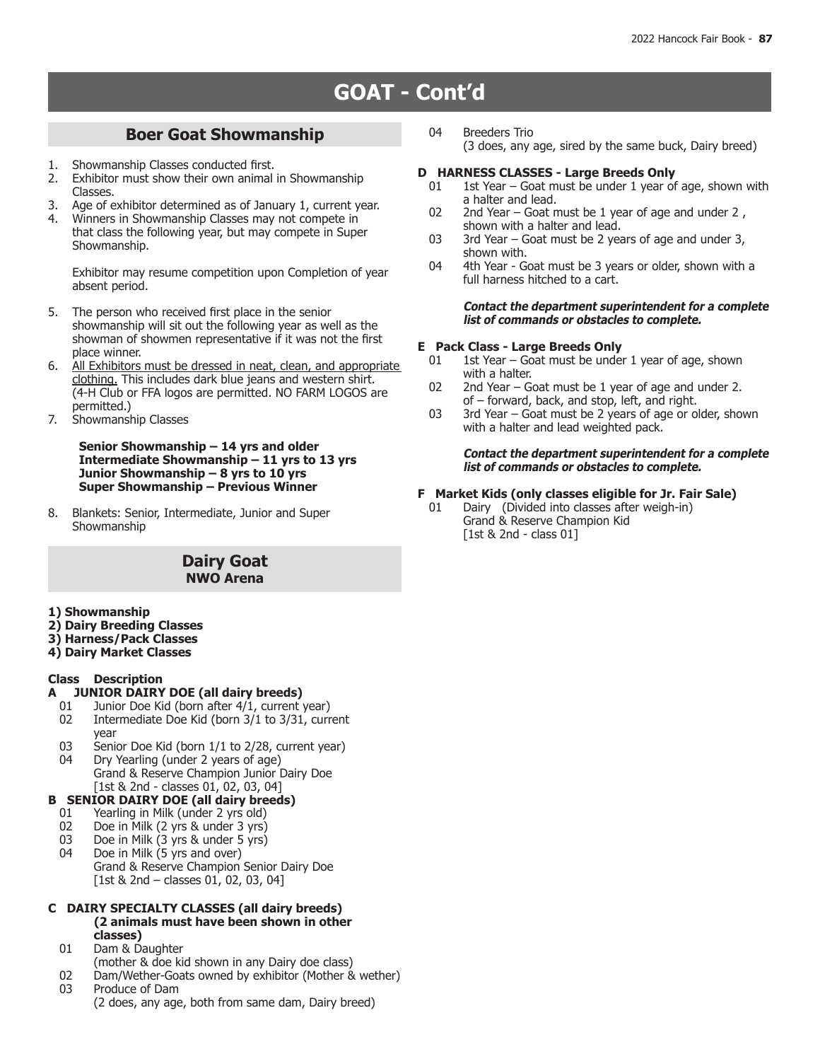# GOAT - Cont'd

## Boer Goat Showmanship

1. Showmanship Classes conducted first.
2. Exhibitor must show their own animal in Showmanship Classes.
3. Age of exhibitor determined as of January 1, current year.
4. Winners in Showmanship Classes may not compete in that class the following year, but may compete in Super Showmanship.

   Exhibitor may resume competition upon Completion of year absent period.

5. The person who received first place in the senior showmanship will sit out the following year as well as the showman of showmen representative if it was not the first place winner.
6. All Exhibitors must be dressed in neat, clean, and appropriate clothing. This includes dark blue jeans and western shirt. (4-H Club or FFA logos are permitted. NO FARM LOGOS are permitted.)
7. Showmanship Classes

   **Senior Showmanship – 14 yrs and older**
   **Intermediate Showmanship – 11 yrs to 13 yrs**
   **Junior Showmanship – 8 yrs to 10 yrs**
   **Super Showmanship – Previous Winner**

8. Blankets: Senior, Intermediate, Junior and Super Showmanship

## Dairy Goat
**NWO Arena**

**1) Showmanship**
**2) Dairy Breeding Classes**
**3) Harness/Pack Classes**
**4) Dairy Market Classes**

**Class Description**

**A JUNIOR DAIRY DOE (all dairy breeds)**
- 01 Junior Doe Kid (born after 4/1, current year)
- 02 Intermediate Doe Kid (born 3/1 to 3/31, current year
- 03 Senior Doe Kid (born 1/1 to 2/28, current year)
- 04 Dry Yearling (under 2 years of age)
  Grand & Reserve Champion Junior Dairy Doe
  [1st & 2nd - classes 01, 02, 03, 04]

**B SENIOR DAIRY DOE (all dairy breeds)**
- 01 Yearling in Milk (under 2 yrs old)
- 02 Doe in Milk (2 yrs & under 3 yrs)
- 03 Doe in Milk (3 yrs & under 5 yrs)
- 04 Doe in Milk (5 yrs and over)
  Grand & Reserve Champion Senior Dairy Doe
  [1st & 2nd – classes 01, 02, 03, 04]

**C DAIRY SPECIALTY CLASSES (all dairy breeds)**
**(2 animals must have been shown in other classes)**
- 01 Dam & Daughter
  (mother & doe kid shown in any Dairy doe class)
- 02 Dam/Wether-Goats owned by exhibitor (Mother & wether)
- 03 Produce of Dam
  (2 does, any age, both from same dam, Dairy breed)
- 04 Breeders Trio
  (3 does, any age, sired by the same buck, Dairy breed)

**D HARNESS CLASSES - Large Breeds Only**
- 01 1st Year – Goat must be under 1 year of age, shown with a halter and lead.
- 02 2nd Year – Goat must be 1 year of age and under 2 , shown with a halter and lead.
- 03 3rd Year – Goat must be 2 years of age and under 3, shown with.
- 04 4th Year - Goat must be 3 years or older, shown with a full harness hitched to a cart.

***Contact the department superintendent for a complete list of commands or obstacles to complete.***

**E Pack Class - Large Breeds Only**
- 01 1st Year – Goat must be under 1 year of age, shown with a halter.
- 02 2nd Year – Goat must be 1 year of age and under 2. of – forward, back, and stop, left, and right.
- 03 3rd Year – Goat must be 2 years of age or older, shown with a halter and lead weighted pack.

***Contact the department superintendent for a complete list of commands or obstacles to complete.***

**F Market Kids (only classes eligible for Jr. Fair Sale)**
- 01 Dairy (Divided into classes after weigh-in)
  Grand & Reserve Champion Kid
  [1st & 2nd - class 01]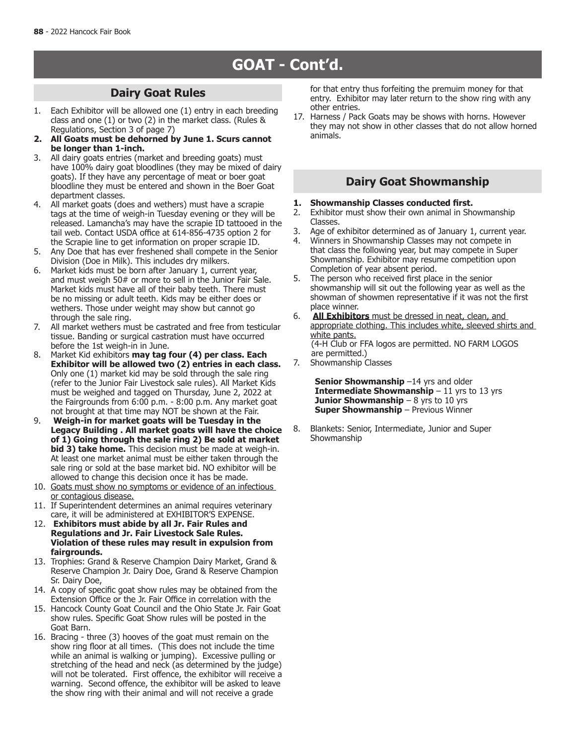# GOAT - Cont'd.

## Dairy Goat Rules

1. Each Exhibitor will be allowed one (1) entry in each breeding class and one (1) or two (2) in the market class. (Rules & Regulations, Section 3 of page 7)
2. **All Goats must be dehorned by June 1. Scurs cannot be longer than 1-inch.**
3. All dairy goats entries (market and breeding goats) must have 100% dairy goat bloodlines (they may be mixed of dairy goats). If they have any percentage of meat or boer goat bloodline they must be entered and shown in the Boer Goat department classes.
4. All market goats (does and wethers) must have a scrapie tags at the time of weigh-in Tuesday evening or they will be released. Lamancha's may have the scrapie ID tattooed in the tail web. Contact USDA office at 614-856-4735 option 2 for the Scrapie line to get information on proper scrapie ID.
5. Any Doe that has ever freshened shall compete in the Senior Division (Doe in Milk). This includes dry milkers.
6. Market kids must be born after January 1, current year, and must weigh 50# or more to sell in the Junior Fair Sale. Market kids must have all of their baby teeth. There must be no missing or adult teeth. Kids may be either does or wethers. Those under weight may show but cannot go through the sale ring.
7. All market wethers must be castrated and free from testicular tissue. Banding or surgical castration must have occurred before the 1st weigh-in in June.
8. Market Kid exhibitors **may tag four (4) per class. Each Exhibitor will be allowed two (2) entries in each class.** Only one (1) market kid may be sold through the sale ring (refer to the Junior Fair Livestock sale rules). All Market Kids must be weighed and tagged on Thursday, June 2, 2022 at the Fairgrounds from 6:00 p.m. - 8:00 p.m. Any market goat not brought at that time may NOT be shown at the Fair.
9. **Weigh-in for market goats will be Tuesday in the Legacy Building . All market goats will have the choice of 1) Going through the sale ring 2) Be sold at market bid 3) take home.** This decision must be made at weigh-in. At least one market animal must be either taken through the sale ring or sold at the base market bid. NO exhibitor will be allowed to change this decision once it has be made.
10. <u>Goats must show no symptoms or evidence of an infectious or contagious disease.</u>
11. If Superintendent determines an animal requires veterinary care, it will be administered at EXHIBITOR'S EXPENSE.
12. **Exhibitors must abide by all Jr. Fair Rules and Regulations and Jr. Fair Livestock Sale Rules. Violation of these rules may result in expulsion from fairgrounds.**
13. Trophies: Grand & Reserve Champion Dairy Market, Grand & Reserve Champion Jr. Dairy Doe, Grand & Reserve Champion Sr. Dairy Doe,
14. A copy of specific goat show rules may be obtained from the Extension Office or the Jr. Fair Office in correlation with the
15. Hancock County Goat Council and the Ohio State Jr. Fair Goat show rules. Specific Goat Show rules will be posted in the Goat Barn.
16. Bracing - three (3) hooves of the goat must remain on the show ring floor at all times. (This does not include the time while an animal is walking or jumping). Excessive pulling or stretching of the head and neck (as determined by the judge) will not be tolerated. First offence, the exhibitor will receive a warning. Second offence, the exhibitor will be asked to leave the show ring with their animal and will not receive a grade for that entry thus forfeiting the premuim money for that entry. Exhibitor may later return to the show ring with any other entries.
17. Harness / Pack Goats may be shows with horns. However they may not show in other classes that do not allow horned animals.

## Dairy Goat Showmanship

1. **Showmanship Classes conducted first.**
2. Exhibitor must show their own animal in Showmanship Classes.
3. Age of exhibitor determined as of January 1, current year.
4. Winners in Showmanship Classes may not compete in that class the following year, but may compete in Super Showmanship. Exhibitor may resume competition upon Completion of year absent period.
5. The person who received first place in the senior showmanship will sit out the following year as well as the showman of showmen representative if it was not the first place winner.
6. **<u>All Exhibitors</u>** <u>must be dressed in neat, clean, and appropriate clothing. This includes white, sleeved shirts and white pants.</u> (4-H Club or FFA logos are permitted. NO FARM LOGOS are permitted.)
7. Showmanship Classes

   **Senior Showmanship** –14 yrs and older
   **Intermediate Showmanship** – 11 yrs to 13 yrs
   **Junior Showmanship** – 8 yrs to 10 yrs
   **Super Showmanship** – Previous Winner

8. Blankets: Senior, Intermediate, Junior and Super Showmanship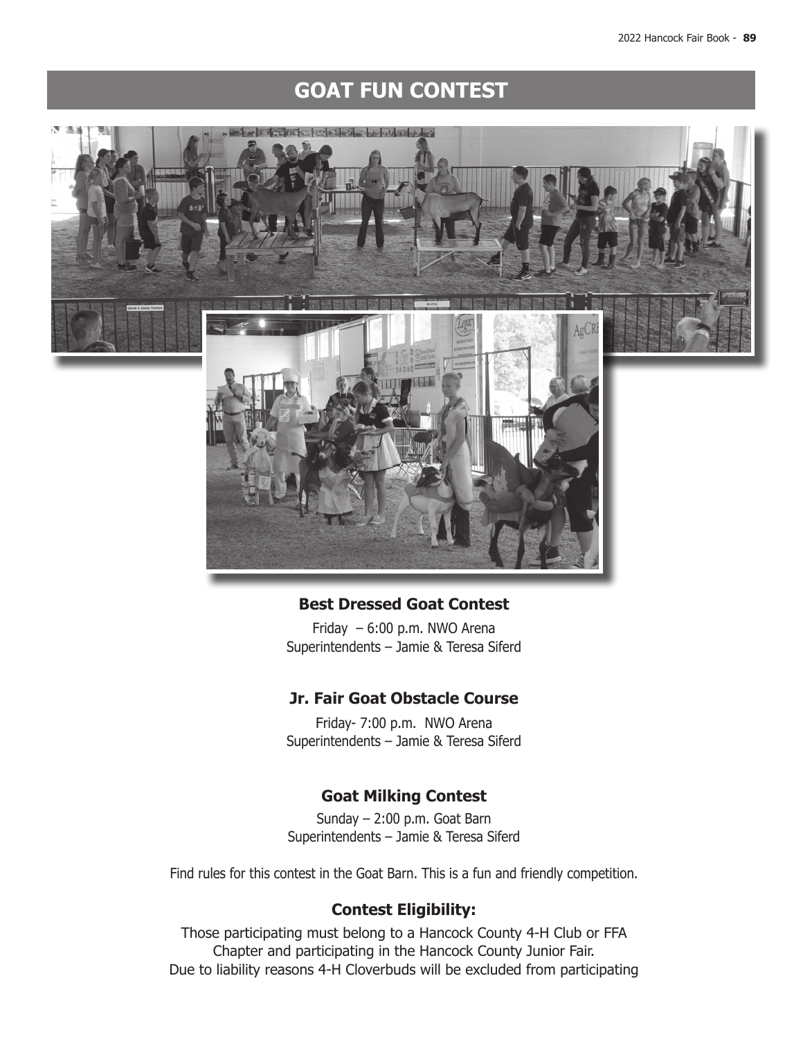# GOAT FUN CONTEST

### Best Dressed Goat Contest

Friday – 6:00 p.m. NWO Arena
Superintendents – Jamie & Teresa Siferd

### Jr. Fair Goat Obstacle Course

Friday- 7:00 p.m. NWO Arena
Superintendents – Jamie & Teresa Siferd

### Goat Milking Contest

Sunday – 2:00 p.m. Goat Barn
Superintendents – Jamie & Teresa Siferd

Find rules for this contest in the Goat Barn. This is a fun and friendly competition.

### Contest Eligibility:

Those participating must belong to a Hancock County 4-H Club or FFA Chapter and participating in the Hancock County Junior Fair.
Due to liability reasons 4-H Cloverbuds will be excluded from participating